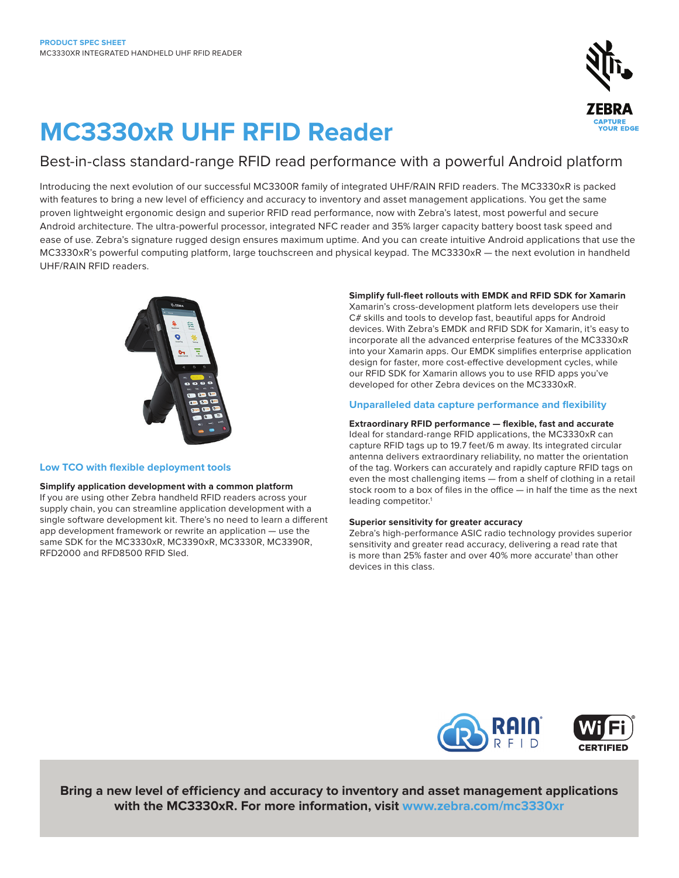PRODUCT SPEC SHEET
MC3330XR INTEGRATED HANDHELD UHF RFID READER

# MC3330xR UHF RFID Reader

## Best-in-class standard-range RFID read performance with a powerful Android platform

Introducing the next evolution of our successful MC3300R family of integrated UHF/RAIN RFID readers. The MC3330xR is packed with features to bring a new level of efficiency and accuracy to inventory and asset management applications. You get the same proven lightweight ergonomic design and superior RFID read performance, now with Zebra's latest, most powerful and secure Android architecture. The ultra-powerful processor, integrated NFC reader and 35% larger capacity battery boost task speed and ease of use. Zebra's signature rugged design ensures maximum uptime. And you can create intuitive Android applications that use the MC3330xR's powerful computing platform, large touchscreen and physical keypad. The MC3330xR — the next evolution in handheld UHF/RAIN RFID readers.

### Low TCO with flexible deployment tools

**Simplify application development with a common platform**
If you are using other Zebra handheld RFID readers across your supply chain, you can streamline application development with a single software development kit. There's no need to learn a different app development framework or rewrite an application — use the same SDK for the MC3330xR, MC3390xR, MC3330R, MC3390R, RFD2000 and RFD8500 RFID Sled.

**Simplify full-fleet rollouts with EMDK and RFID SDK for Xamarin**
Xamarin's cross-development platform lets developers use their C# skills and tools to develop fast, beautiful apps for Android devices. With Zebra's EMDK and RFID SDK for Xamarin, it's easy to incorporate all the advanced enterprise features of the MC3330xR into your Xamarin apps. Our EMDK simplifies enterprise application design for faster, more cost-effective development cycles, while our RFID SDK for Xamarin allows you to use RFID apps you've developed for other Zebra devices on the MC3330xR.

### Unparalleled data capture performance and flexibility

**Extraordinary RFID performance — flexible, fast and accurate**
Ideal for standard-range RFID applications, the MC3330xR can capture RFID tags up to 19.7 feet/6 m away. Its integrated circular antenna delivers extraordinary reliability, no matter the orientation of the tag. Workers can accurately and rapidly capture RFID tags on even the most challenging items — from a shelf of clothing in a retail stock room to a box of files in the office — in half the time as the next leading competitor.[1]

**Superior sensitivity for greater accuracy**
Zebra's high-performance ASIC radio technology provides superior sensitivity and greater read accuracy, delivering a read rate that is more than 25% faster and over 40% more accurate[1] than other devices in this class.

**Bring a new level of efficiency and accuracy to inventory and asset management applications with the MC3330xR. For more information, visit www.zebra.com/mc3330xr**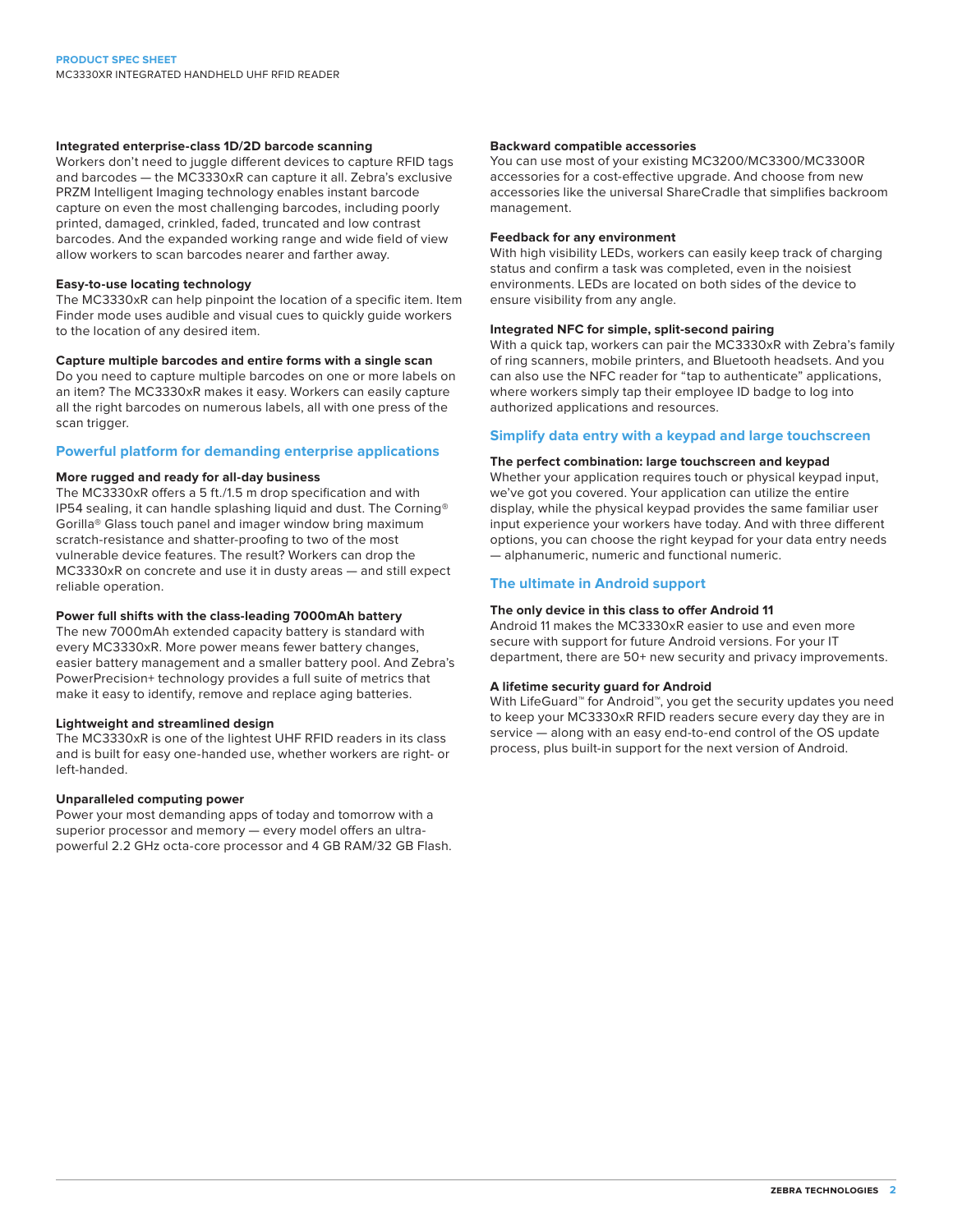### Integrated enterprise-class 1D/2D barcode scanning

Workers don't need to juggle different devices to capture RFID tags and barcodes — the MC3330xR can capture it all. Zebra's exclusive PRZM Intelligent Imaging technology enables instant barcode capture on even the most challenging barcodes, including poorly printed, damaged, crinkled, faded, truncated and low contrast barcodes. And the expanded working range and wide field of view allow workers to scan barcodes nearer and farther away.

### Easy-to-use locating technology

The MC3330xR can help pinpoint the location of a specific item. Item Finder mode uses audible and visual cues to quickly guide workers to the location of any desired item.

### Capture multiple barcodes and entire forms with a single scan

Do you need to capture multiple barcodes on one or more labels on an item? The MC3330xR makes it easy. Workers can easily capture all the right barcodes on numerous labels, all with one press of the scan trigger.

## Powerful platform for demanding enterprise applications

### More rugged and ready for all-day business

The MC3330xR offers a 5 ft./1.5 m drop specification and with IP54 sealing, it can handle splashing liquid and dust. The Corning® Gorilla® Glass touch panel and imager window bring maximum scratch-resistance and shatter-proofing to two of the most vulnerable device features. The result? Workers can drop the MC3330xR on concrete and use it in dusty areas — and still expect reliable operation.

### Power full shifts with the class-leading 7000mAh battery

The new 7000mAh extended capacity battery is standard with every MC3330xR. More power means fewer battery changes, easier battery management and a smaller battery pool. And Zebra's PowerPrecision+ technology provides a full suite of metrics that make it easy to identify, remove and replace aging batteries.

### Lightweight and streamlined design

The MC3330xR is one of the lightest UHF RFID readers in its class and is built for easy one-handed use, whether workers are right- or left-handed.

### Unparalleled computing power

Power your most demanding apps of today and tomorrow with a superior processor and memory — every model offers an ultra-powerful 2.2 GHz octa-core processor and 4 GB RAM/32 GB Flash.

### Backward compatible accessories

You can use most of your existing MC3200/MC3300/MC3300R accessories for a cost-effective upgrade. And choose from new accessories like the universal ShareCradle that simplifies backroom management.

### Feedback for any environment

With high visibility LEDs, workers can easily keep track of charging status and confirm a task was completed, even in the noisiest environments. LEDs are located on both sides of the device to ensure visibility from any angle.

### Integrated NFC for simple, split-second pairing

With a quick tap, workers can pair the MC3330xR with Zebra's family of ring scanners, mobile printers, and Bluetooth headsets. And you can also use the NFC reader for "tap to authenticate" applications, where workers simply tap their employee ID badge to log into authorized applications and resources.

## Simplify data entry with a keypad and large touchscreen

### The perfect combination: large touchscreen and keypad

Whether your application requires touch or physical keypad input, we've got you covered. Your application can utilize the entire display, while the physical keypad provides the same familiar user input experience your workers have today. And with three different options, you can choose the right keypad for your data entry needs — alphanumeric, numeric and functional numeric.

## The ultimate in Android support

### The only device in this class to offer Android 11

Android 11 makes the MC3330xR easier to use and even more secure with support for future Android versions. For your IT department, there are 50+ new security and privacy improvements.

### A lifetime security guard for Android

With LifeGuard™ for Android™, you get the security updates you need to keep your MC3330xR RFID readers secure every day they are in service — along with an easy end-to-end control of the OS update process, plus built-in support for the next version of Android.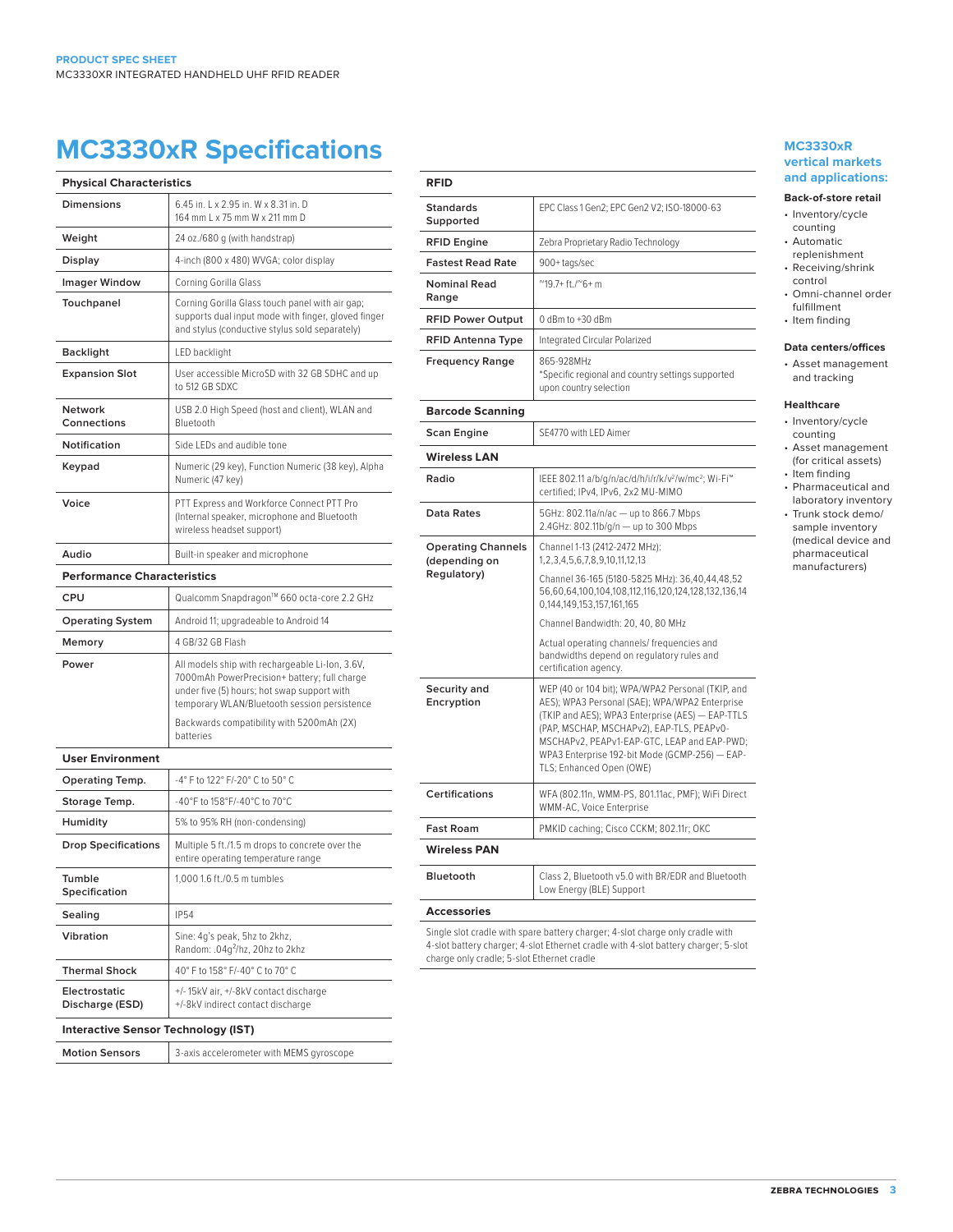# MC3330xR Specifications

| Physical Characteristics | |
|---|---|
| Dimensions | 6.45 in. L x 2.95 in. W x 8.31 in. D<br>164 mm L x 75 mm W x 211 mm D |
| Weight | 24 oz./680 g (with handstrap) |
| Display | 4-inch (800 x 480) WVGA; color display |
| Imager Window | Corning Gorilla Glass |
| Touchpanel | Corning Gorilla Glass touch panel with air gap; supports dual input mode with finger, gloved finger and stylus (conductive stylus sold separately) |
| Backlight | LED backlight |
| Expansion Slot | User accessible MicroSD with 32 GB SDHC and up to 512 GB SDXC |
| Network Connections | USB 2.0 High Speed (host and client), WLAN and Bluetooth |
| Notification | Side LEDs and audible tone |
| Keypad | Numeric (29 key), Function Numeric (38 key), Alpha Numeric (47 key) |
| Voice | PTT Express and Workforce Connect PTT Pro (Internal speaker, microphone and Bluetooth wireless headset support) |
| Audio | Built-in speaker and microphone |

| Performance Characteristics | |
|---|---|
| CPU | Qualcomm Snapdragon™ 660 octa-core 2.2 GHz |
| Operating System | Android 11; upgradeable to Android 14 |
| Memory | 4 GB/32 GB Flash |
| Power | All models ship with rechargeable Li-Ion, 3.6V, 7000mAh PowerPrecision+ battery; full charge under five (5) hours; hot swap support with temporary WLAN/Bluetooth session persistence<br>Backwards compatibility with 5200mAh (2X) batteries |

| User Environment | |
|---|---|
| Operating Temp. | -4° F to 122° F/-20° C to 50° C |
| Storage Temp. | -40°F to 158°F/-40°C to 70°C |
| Humidity | 5% to 95% RH (non-condensing) |
| Drop Specifications | Multiple 5 ft./1.5 m drops to concrete over the entire operating temperature range |
| Tumble Specification | 1,000 1.6 ft./0.5 m tumbles |
| Sealing | IP54 |
| Vibration | Sine: 4g's peak, 5hz to 2khz,<br>Random: .04$g^2$/hz, 20hz to 2khz |
| Thermal Shock | 40° F to 158° F/-40° C to 70° C |
| Electrostatic Discharge (ESD) | +/- 15kV air, +/-8kV contact discharge<br>+/-8kV indirect contact discharge |

| Interactive Sensor Technology (IST) | |
|---|---|
| Motion Sensors | 3-axis accelerometer with MEMS gyroscope |

| RFID | |
|---|---|
| Standards Supported | EPC Class 1 Gen2; EPC Gen2 V2; ISO-18000-63 |
| RFID Engine | Zebra Proprietary Radio Technology |
| Fastest Read Rate | 900+ tags/sec |
| Nominal Read Range | ~19.7+ ft./~6+ m |
| RFID Power Output | 0 dBm to +30 dBm |
| RFID Antenna Type | Integrated Circular Polarized |
| Frequency Range | 865-928MHz<br>*Specific regional and country settings supported upon country selection |

| Barcode Scanning | |
|---|---|
| Scan Engine | SE4770 with LED Aimer |

| Wireless LAN | |
|---|---|
| Radio | IEEE 802.11 a/b/g/n/ac/d/h/i/r/k/v²/w/mc²; Wi-Fi™ certified; IPv4, IPv6, 2x2 MU-MIMO |
| Data Rates | 5GHz: 802.11a/n/ac — up to 866.7 Mbps<br>2.4GHz: 802.11b/g/n — up to 300 Mbps |
| Operating Channels (depending on Regulatory) | Channel 1-13 (2412-2472 MHz): 1,2,3,4,5,6,7,8,9,10,11,12,13<br>Channel 36-165 (5180-5825 MHz): 36,40,44,48,52 56,60,64,100,104,108,112,116,120,124,128,132,136,14 0,144,149,153,157,161,165<br>Channel Bandwidth: 20, 40, 80 MHz<br>Actual operating channels/ frequencies and bandwidths depend on regulatory rules and certification agency. |
| Security and Encryption | WEP (40 or 104 bit); WPA/WPA2 Personal (TKIP, and AES); WPA3 Personal (SAE); WPA/WPA2 Enterprise (TKIP and AES); WPA3 Enterprise (AES) — EAP-TTLS (PAP, MSCHAP, MSCHAPv2), EAP-TLS, PEAPv0-MSCHAPv2, PEAPv1-EAP-GTC, LEAP and EAP-PWD; WPA3 Enterprise 192-bit Mode (GCMP-256) — EAP-TLS; Enhanced Open (OWE) |
| Certifications | WFA (802.11n, WMM-PS, 801.11ac, PMF); WiFi Direct WMM-AC, Voice Enterprise |
| Fast Roam | PMKID caching; Cisco CCKM; 802.11r; OKC |

| Wireless PAN | |
|---|---|
| Bluetooth | Class 2, Bluetooth v5.0 with BR/EDR and Bluetooth Low Energy (BLE) Support |

**Accessories**

Single slot cradle with spare battery charger; 4-slot charge only cradle with 4-slot battery charger; 4-slot Ethernet cradle with 4-slot battery charger; 5-slot charge only cradle; 5-slot Ethernet cradle

## MC3330xR vertical markets and applications:

**Back-of-store retail**

- Inventory/cycle counting
- Automatic replenishment
- Receiving/shrink control
- Omni-channel order fulfillment
- Item finding

**Data centers/offices**

- Asset management and tracking

**Healthcare**

- Inventory/cycle counting
- Asset management (for critical assets)
- Item finding
- Pharmaceutical and laboratory inventory
- Trunk stock demo/ sample inventory (medical device and pharmaceutical manufacturers)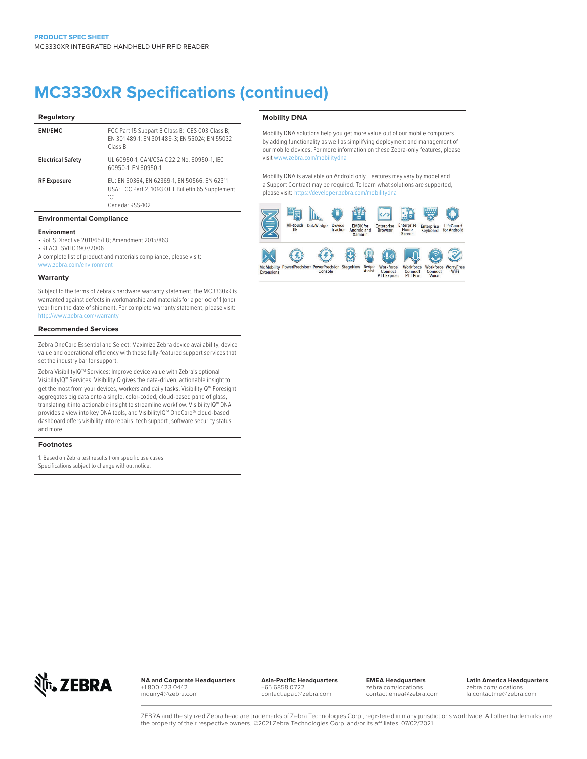# MC3330xR Specifications (continued)

## Regulatory

| | |
|---|---|
| **EMI/EMC** | FCC Part 15 Subpart B Class B; ICES 003 Class B; EN 301 489-1; EN 301 489-3; EN 55024; EN 55032 Class B |
| **Electrical Safety** | UL 60950-1, CAN/CSA C22.2 No. 60950-1, IEC 60950-1, EN 60950-1 |
| **RF Exposure** | EU: EN 50364, EN 62369-1, EN 50566, EN 62311<br>USA: FCC Part 2, 1093 OET Bulletin 65 Supplement 'C'<br>Canada: RSS-102 |

## Environmental Compliance

**Environment**

- RoHS Directive 2011/65/EU; Amendment 2015/863
- REACH SVHC 1907/2006

A complete list of product and materials compliance, please visit: www.zebra.com/environment

## Warranty

Subject to the terms of Zebra's hardware warranty statement, the MC3330xR is warranted against defects in workmanship and materials for a period of 1 (one) year from the date of shipment. For complete warranty statement, please visit: http://www.zebra.com/warranty

## Recommended Services

Zebra OneCare Essential and Select: Maximize Zebra device availability, device value and operational efficiency with these fully-featured support services that set the industry bar for support.

Zebra VisibilityIQ™ Services: Improve device value with Zebra's optional VisibilityIQ™ Services. VisibilityIQ gives the data-driven, actionable insight to get the most from your devices, workers and daily tasks. VisibilityIQ™ Foresight aggregates big data onto a single, color-coded, cloud-based pane of glass, translating it into actionable insight to streamline workflow. VisibilityIQ™ DNA provides a view into key DNA tools, and VisibilityIQ™ OneCare® cloud-based dashboard offers visibility into repairs, tech support, software security status and more.

## Footnotes

1. Based on Zebra test results from specific use cases

Specifications subject to change without notice.

## Mobility DNA

Mobility DNA solutions help you get more value out of our mobile computers by adding functionality as well as simplifying deployment and management of our mobile devices. For more information on these Zebra-only features, please visit www.zebra.com/mobilitydna

Mobility DNA is available on Android only. Features may vary by model and a Support Contract may be required. To learn what solutions are supported, please visit: https://developer.zebra.com/mobilitydna

All-touch TE
DataWedge
Device Tracker
EMDK for Android and Xamarin
Enterprise Browser
Enterprise Home Screen
Enterprise Keyboard
LifeGuard for Android
Mx Mobility Extensions
PowerPrecision+
PowerPrecision Console
StageNow
Swipe Assist
Workforce Connect PTT Express
Workforce Connect PTT Pro
Workforce Connect Voice
WorryFree WiFi

**NA and Corporate Headquarters**
+1 800 423 0442
inquiry4@zebra.com

**Asia-Pacific Headquarters**
+65 6858 0722
contact.apac@zebra.com

**EMEA Headquarters**
zebra.com/locations
contact.emea@zebra.com

**Latin America Headquarters**
zebra.com/locations
la.contactme@zebra.com

ZEBRA and the stylized Zebra head are trademarks of Zebra Technologies Corp., registered in many jurisdictions worldwide. All other trademarks are the property of their respective owners. ©2021 Zebra Technologies Corp. and/or its affiliates. 07/02/2021